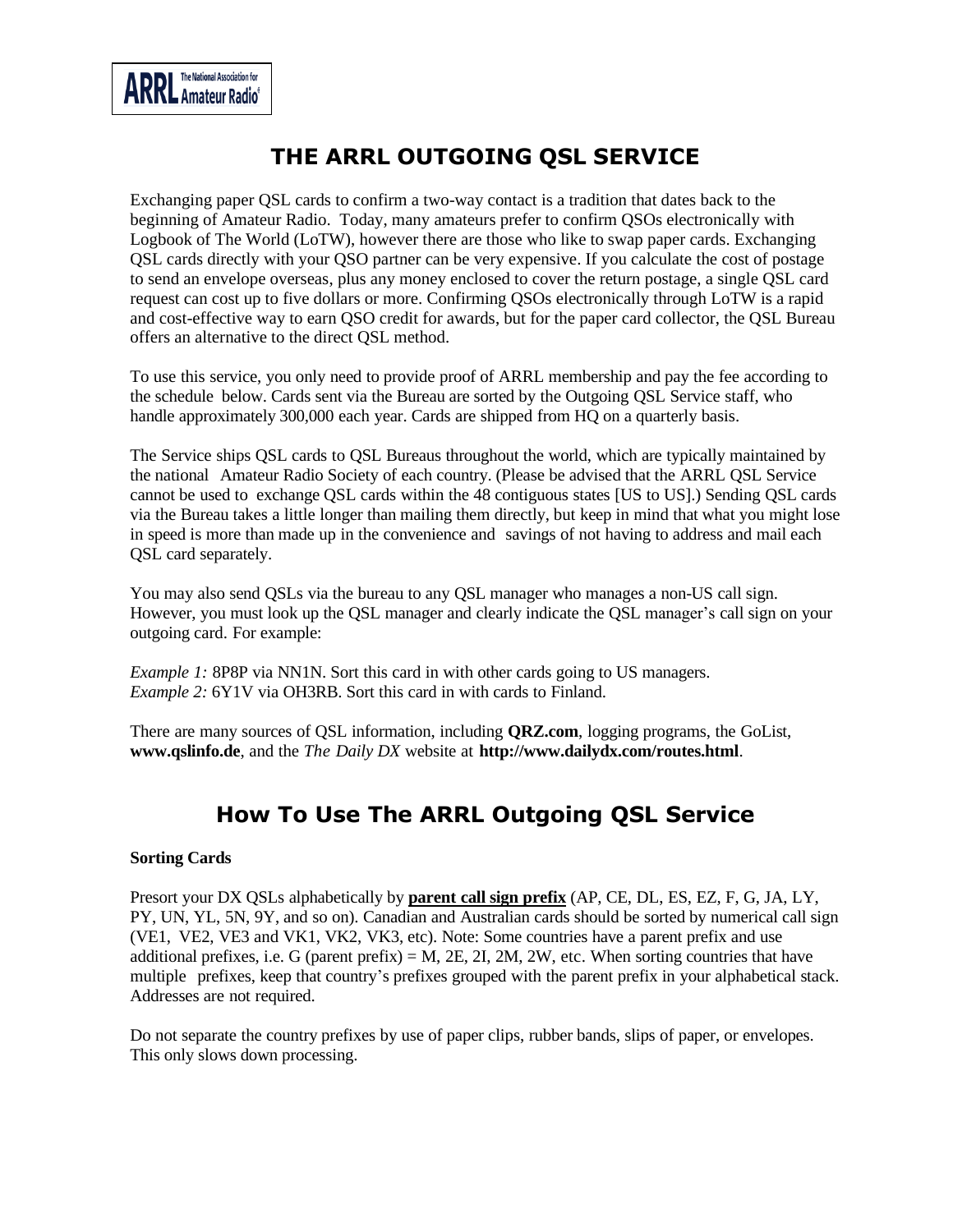# THE ARRL OUTGOING QSL SERVICE

Exchanging paper QSL cards to confirm a two-way contact is a tradition that dates back to the beginning of Amateur Radio. Today, many amateurs prefer to confirm QSOs electronically with Logbook of The World (LoTW), however there are those who like to swap paper cards. Exchanging QSL cards directly with your QSO partner can be very expensive. If you calculate the cost of postage to send an envelope overseas, plus any money enclosed to cover the return postage, a single QSL card request can cost up to five dollars or more. Confirming QSOs electronically through LoTW is a rapid and cost-effective way to earn QSO credit for awards, but for the paper card collector, the QSL Bureau offers an alternative to the direct QSL method.

To use this service, you only need to provide proof of ARRL membership and pay the fee according to the schedule below. Cards sent via the Bureau are sorted by the Outgoing QSL Service staff, who handle approximately 300,000 each year. Cards are shipped from HQ on a quarterly basis.

The Service ships QSL cards to QSL Bureaus throughout the world, which are typically maintained by the national Amateur Radio Society of each country. (Please be advised that the ARRL QSL Service cannot be used to exchange QSL cards within the 48 contiguous states [US to US].) Sending QSL cards via the Bureau takes a little longer than mailing them directly, but keep in mind that what you might lose in speed is more than made up in the convenience and savings of not having to address and mail each QSL card separately.

You may also send QSLs via the bureau to any QSL manager who manages a non-US call sign. However, you must look up the QSL manager and clearly indicate the QSL manager's call sign on your outgoing card. For example:

*Example 1:* 8P8P via NN1N. Sort this card in with other cards going to US managers.
*Example 2:* 6Y1V via OH3RB. Sort this card in with cards to Finland.

There are many sources of QSL information, including **QRZ.com**, logging programs, the GoList, **www.qslinfo.de**, and the *The Daily DX* website at **http://www.dailydx.com/routes.html**.

## How To Use The ARRL Outgoing QSL Service

**Sorting Cards**

Presort your DX QSLs alphabetically by **parent call sign prefix** (AP, CE, DL, ES, EZ, F, G, JA, LY, PY, UN, YL, 5N, 9Y, and so on). Canadian and Australian cards should be sorted by numerical call sign (VE1, VE2, VE3 and VK1, VK2, VK3, etc). Note: Some countries have a parent prefix and use additional prefixes, i.e. G (parent prefix) = M, 2E, 2I, 2M, 2W, etc. When sorting countries that have multiple prefixes, keep that country's prefixes grouped with the parent prefix in your alphabetical stack. Addresses are not required.

Do not separate the country prefixes by use of paper clips, rubber bands, slips of paper, or envelopes. This only slows down processing.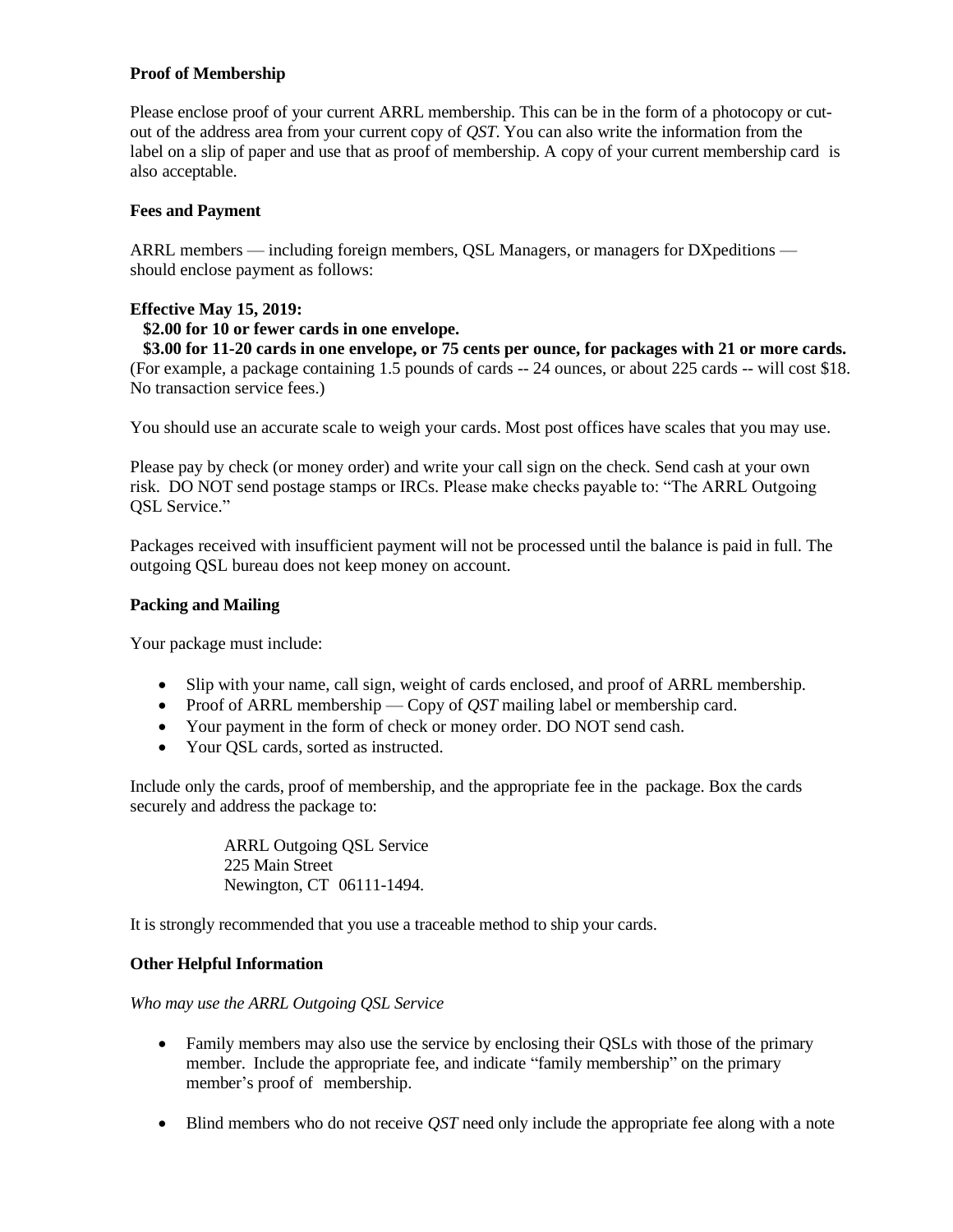**Proof of Membership**

Please enclose proof of your current ARRL membership. This can be in the form of a photocopy or cut-out of the address area from your current copy of *QST*. You can also write the information from the label on a slip of paper and use that as proof of membership. A copy of your current membership card is also acceptable.

**Fees and Payment**

ARRL members — including foreign members, QSL Managers, or managers for DXpeditions — should enclose payment as follows:

**Effective May 15, 2019:**
**$2.00 for 10 or fewer cards in one envelope.**
**$3.00 for 11-20 cards in one envelope, or 75 cents per ounce, for packages with 21 or more cards.**
(For example, a package containing 1.5 pounds of cards -- 24 ounces, or about 225 cards -- will cost $18. No transaction service fees.)

You should use an accurate scale to weigh your cards. Most post offices have scales that you may use.

Please pay by check (or money order) and write your call sign on the check. Send cash at your own risk. DO NOT send postage stamps or IRCs. Please make checks payable to: "The ARRL Outgoing QSL Service."

Packages received with insufficient payment will not be processed until the balance is paid in full. The outgoing QSL bureau does not keep money on account.

**Packing and Mailing**

Your package must include:

- Slip with your name, call sign, weight of cards enclosed, and proof of ARRL membership.
- Proof of ARRL membership — Copy of *QST* mailing label or membership card.
- Your payment in the form of check or money order. DO NOT send cash.
- Your QSL cards, sorted as instructed.

Include only the cards, proof of membership, and the appropriate fee in the package. Box the cards securely and address the package to:

> ARRL Outgoing QSL Service
> 225 Main Street
> Newington, CT 06111-1494.

It is strongly recommended that you use a traceable method to ship your cards.

**Other Helpful Information**

*Who may use the ARRL Outgoing QSL Service*

- Family members may also use the service by enclosing their QSLs with those of the primary member. Include the appropriate fee, and indicate "family membership" on the primary member's proof of membership.

- Blind members who do not receive *QST* need only include the appropriate fee along with a note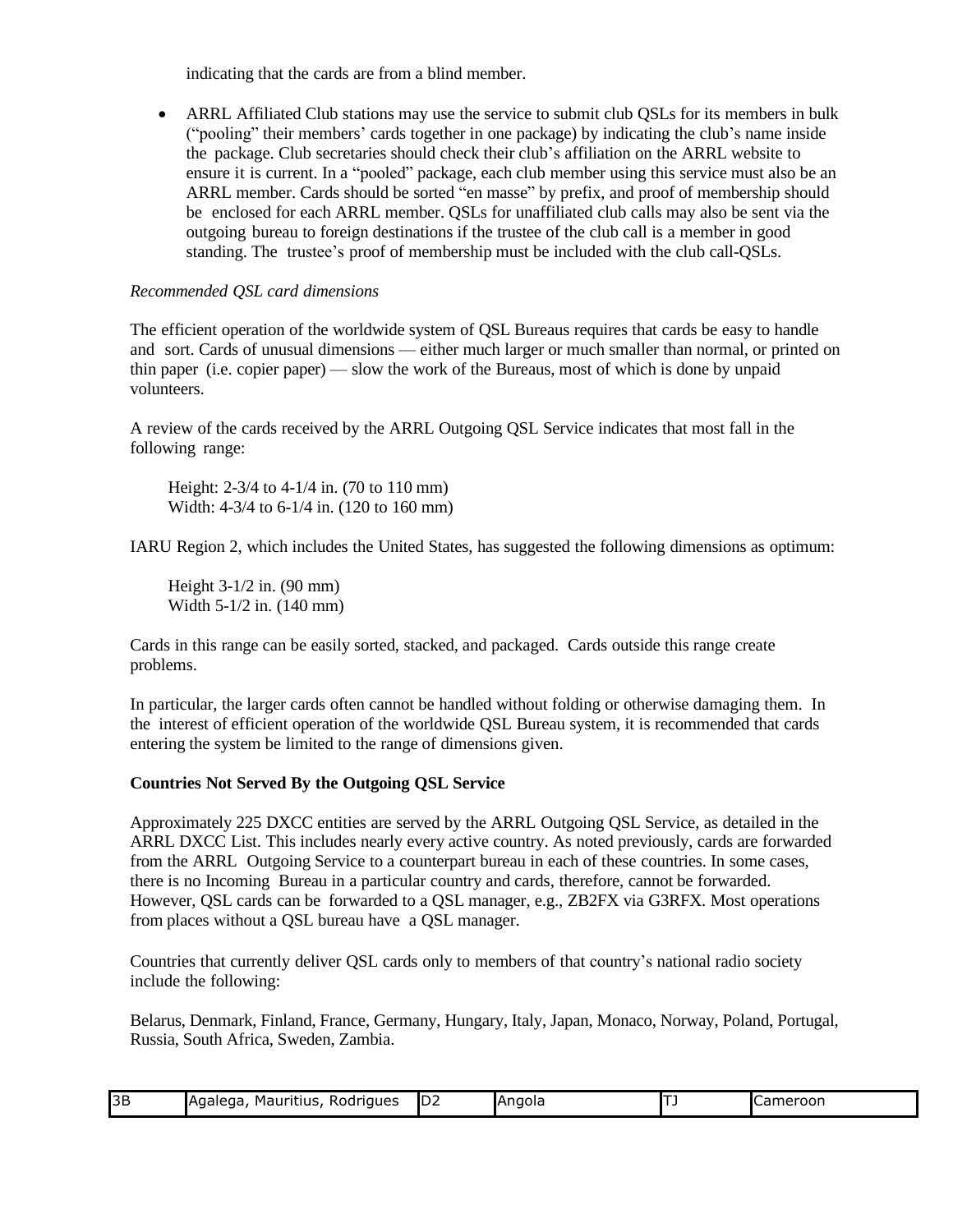indicating that the cards are from a blind member.

- ARRL Affiliated Club stations may use the service to submit club QSLs for its members in bulk ("pooling" their members' cards together in one package) by indicating the club's name inside the package. Club secretaries should check their club's affiliation on the ARRL website to ensure it is current. In a "pooled" package, each club member using this service must also be an ARRL member. Cards should be sorted "en masse" by prefix, and proof of membership should be enclosed for each ARRL member. QSLs for unaffiliated club calls may also be sent via the outgoing bureau to foreign destinations if the trustee of the club call is a member in good standing. The trustee's proof of membership must be included with the club call-QSLs.

*Recommended QSL card dimensions*

The efficient operation of the worldwide system of QSL Bureaus requires that cards be easy to handle and sort. Cards of unusual dimensions — either much larger or much smaller than normal, or printed on thin paper (i.e. copier paper) — slow the work of the Bureaus, most of which is done by unpaid volunteers.

A review of the cards received by the ARRL Outgoing QSL Service indicates that most fall in the following range:

Height: 2-3/4 to 4-1/4 in. (70 to 110 mm)
Width: 4-3/4 to 6-1/4 in. (120 to 160 mm)

IARU Region 2, which includes the United States, has suggested the following dimensions as optimum:

Height 3-1/2 in. (90 mm)
Width 5-1/2 in. (140 mm)

Cards in this range can be easily sorted, stacked, and packaged. Cards outside this range create problems.

In particular, the larger cards often cannot be handled without folding or otherwise damaging them. In the interest of efficient operation of the worldwide QSL Bureau system, it is recommended that cards entering the system be limited to the range of dimensions given.

**Countries Not Served By the Outgoing QSL Service**

Approximately 225 DXCC entities are served by the ARRL Outgoing QSL Service, as detailed in the ARRL DXCC List. This includes nearly every active country. As noted previously, cards are forwarded from the ARRL Outgoing Service to a counterpart bureau in each of these countries. In some cases, there is no Incoming Bureau in a particular country and cards, therefore, cannot be forwarded. However, QSL cards can be forwarded to a QSL manager, e.g., ZB2FX via G3RFX. Most operations from places without a QSL bureau have a QSL manager.

Countries that currently deliver QSL cards only to members of that country's national radio society include the following:

Belarus, Denmark, Finland, France, Germany, Hungary, Italy, Japan, Monaco, Norway, Poland, Portugal, Russia, South Africa, Sweden, Zambia.

| 3B | Agalega, Mauritius, Rodrigues | D2 | Angola | TJ | Cameroon |
|---|---|---|---|---|---|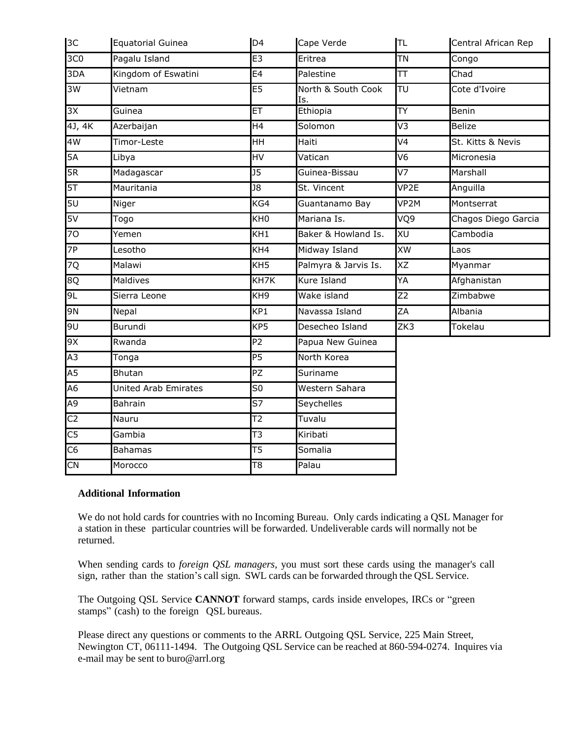| | | | | | |
|---|---|---|---|---|---|
| 3C | Equatorial Guinea | D4 | Cape Verde | TL | Central African Rep |
| 3C0 | Pagalu Island | E3 | Eritrea | TN | Congo |
| 3DA | Kingdom of Eswatini | E4 | Palestine | TT | Chad |
| 3W | Vietnam | E5 | North & South Cook Is. | TU | Cote d'Ivoire |
| 3X | Guinea | ET | Ethiopia | TY | Benin |
| 4J, 4K | Azerbaijan | H4 | Solomon | V3 | Belize |
| 4W | Timor-Leste | HH | Haiti | V4 | St. Kitts & Nevis |
| 5A | Libya | HV | Vatican | V6 | Micronesia |
| 5R | Madagascar | J5 | Guinea-Bissau | V7 | Marshall |
| 5T | Mauritania | J8 | St. Vincent | VP2E | Anguilla |
| 5U | Niger | KG4 | Guantanamo Bay | VP2M | Montserrat |
| 5V | Togo | KH0 | Mariana Is. | VQ9 | Chagos Diego Garcia |
| 7O | Yemen | KH1 | Baker & Howland Is. | XU | Cambodia |
| 7P | Lesotho | KH4 | Midway Island | XW | Laos |
| 7Q | Malawi | KH5 | Palmyra & Jarvis Is. | XZ | Myanmar |
| 8Q | Maldives | KH7K | Kure Island | YA | Afghanistan |
| 9L | Sierra Leone | KH9 | Wake island | Z2 | Zimbabwe |
| 9N | Nepal | KP1 | Navassa Island | ZA | Albania |
| 9U | Burundi | KP5 | Desecheo Island | ZK3 | Tokelau |
| 9X | Rwanda | P2 | Papua New Guinea | | |
| A3 | Tonga | P5 | North Korea | | |
| A5 | Bhutan | PZ | Suriname | | |
| A6 | United Arab Emirates | S0 | Western Sahara | | |
| A9 | Bahrain | S7 | Seychelles | | |
| C2 | Nauru | T2 | Tuvalu | | |
| C5 | Gambia | T3 | Kiribati | | |
| C6 | Bahamas | T5 | Somalia | | |
| CN | Morocco | T8 | Palau | | |

**Additional Information**

We do not hold cards for countries with no Incoming Bureau. Only cards indicating a QSL Manager for a station in these particular countries will be forwarded. Undeliverable cards will normally not be returned.

When sending cards to *foreign QSL managers*, you must sort these cards using the manager's call sign, rather than the station's call sign. SWL cards can be forwarded through the QSL Service.

The Outgoing QSL Service **CANNOT** forward stamps, cards inside envelopes, IRCs or "green stamps" (cash) to the foreign QSL bureaus.

Please direct any questions or comments to the ARRL Outgoing QSL Service, 225 Main Street, Newington CT, 06111-1494. The Outgoing QSL Service can be reached at 860-594-0274. Inquires via e-mail may be sent to buro@arrl.org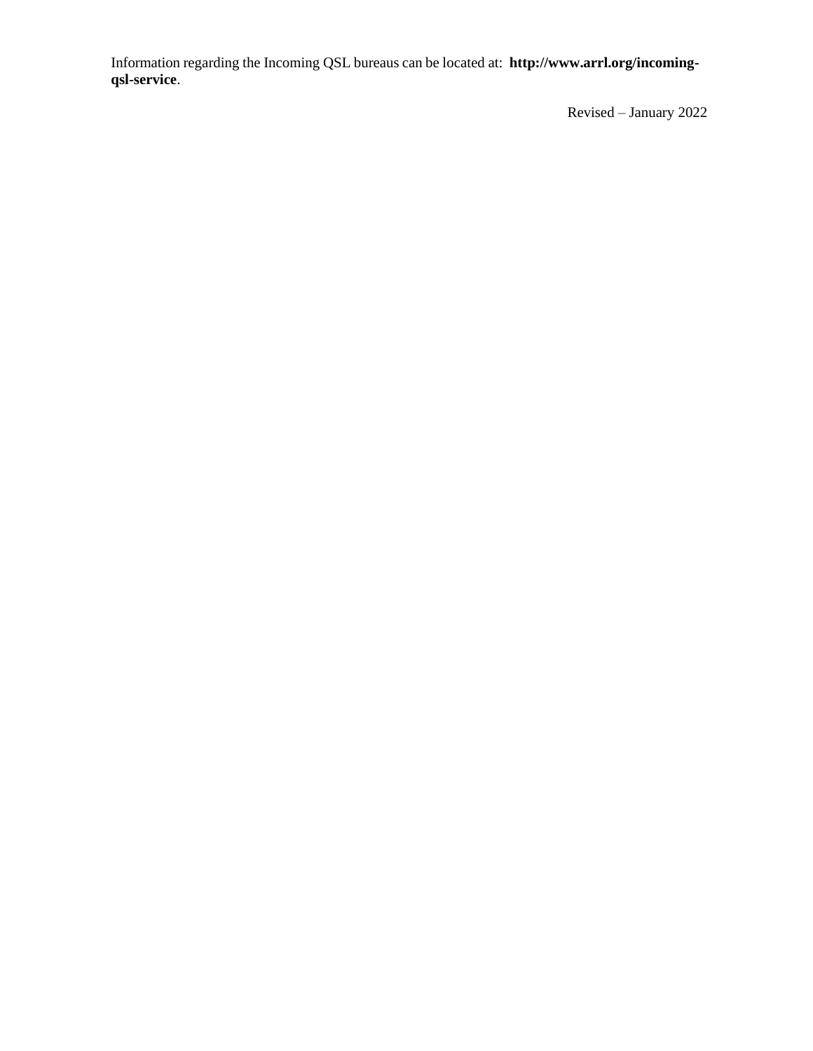Information regarding the Incoming QSL bureaus can be located at: **http://www.arrl.org/incoming-qsl-service**.

Revised – January 2022